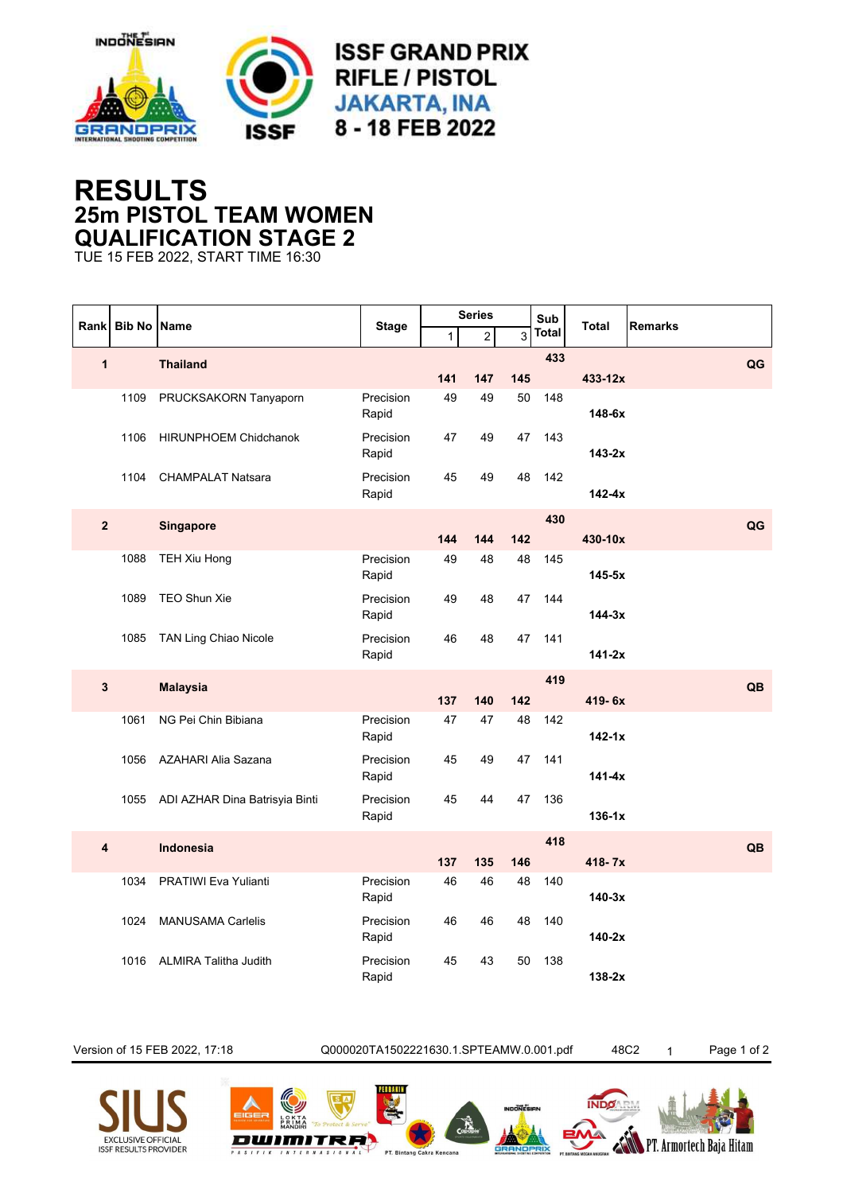ISSF GRAND PRIX
RIFLE / PISTOL
JAKARTA, INA
8 - 18 FEB 2022

# RESULTS
## 25m PISTOL TEAM WOMEN
## QUALIFICATION STAGE 2
TUE 15 FEB 2022, START TIME 16:30

| Rank | Bib No | Name | Stage | Series 1 | Series 2 | Series 3 | Sub Total | Total | Remarks |
|---|---|---|---|---|---|---|---|---|---|
| **1** | | **Thailand** | | **141** | **147** | **145** | **433** | **433-12x** | **QG** |
| | 1109 | PRUCKSAKORN Tanyaporn | Precision<br>Rapid | 49 | 49 | 50 | 148 | **148-6x** | |
| | 1106 | HIRUNPHOEM Chidchanok | Precision<br>Rapid | 47 | 49 | 47 | 143 | **143-2x** | |
| | 1104 | CHAMPALAT Natsara | Precision<br>Rapid | 45 | 49 | 48 | 142 | **142-4x** | |
| **2** | | **Singapore** | | **144** | **144** | **142** | **430** | **430-10x** | **QG** |
| | 1088 | TEH Xiu Hong | Precision<br>Rapid | 49 | 48 | 48 | 145 | **145-5x** | |
| | 1089 | TEO Shun Xie | Precision<br>Rapid | 49 | 48 | 47 | 144 | **144-3x** | |
| | 1085 | TAN Ling Chiao Nicole | Precision<br>Rapid | 46 | 48 | 47 | 141 | **141-2x** | |
| **3** | | **Malaysia** | | **137** | **140** | **142** | **419** | **419- 6x** | **QB** |
| | 1061 | NG Pei Chin Bibiana | Precision<br>Rapid | 47 | 47 | 48 | 142 | **142-1x** | |
| | 1056 | AZAHARI Alia Sazana | Precision<br>Rapid | 45 | 49 | 47 | 141 | **141-4x** | |
| | 1055 | ADI AZHAR Dina Batrisyia Binti | Precision<br>Rapid | 45 | 44 | 47 | 136 | **136-1x** | |
| **4** | | **Indonesia** | | **137** | **135** | **146** | **418** | **418- 7x** | **QB** |
| | 1034 | PRATIWI Eva Yulianti | Precision<br>Rapid | 46 | 46 | 48 | 140 | **140-3x** | |
| | 1024 | MANUSAMA Carlelis | Precision<br>Rapid | 46 | 46 | 48 | 140 | **140-2x** | |
| | 1016 | ALMIRA Talitha Judith | Precision<br>Rapid | 45 | 43 | 50 | 138 | **138-2x** | |

Version of 15 FEB 2022, 17:18 Q000020TA1502221630.1.SPTEAMW.0.001.pdf 48C2 1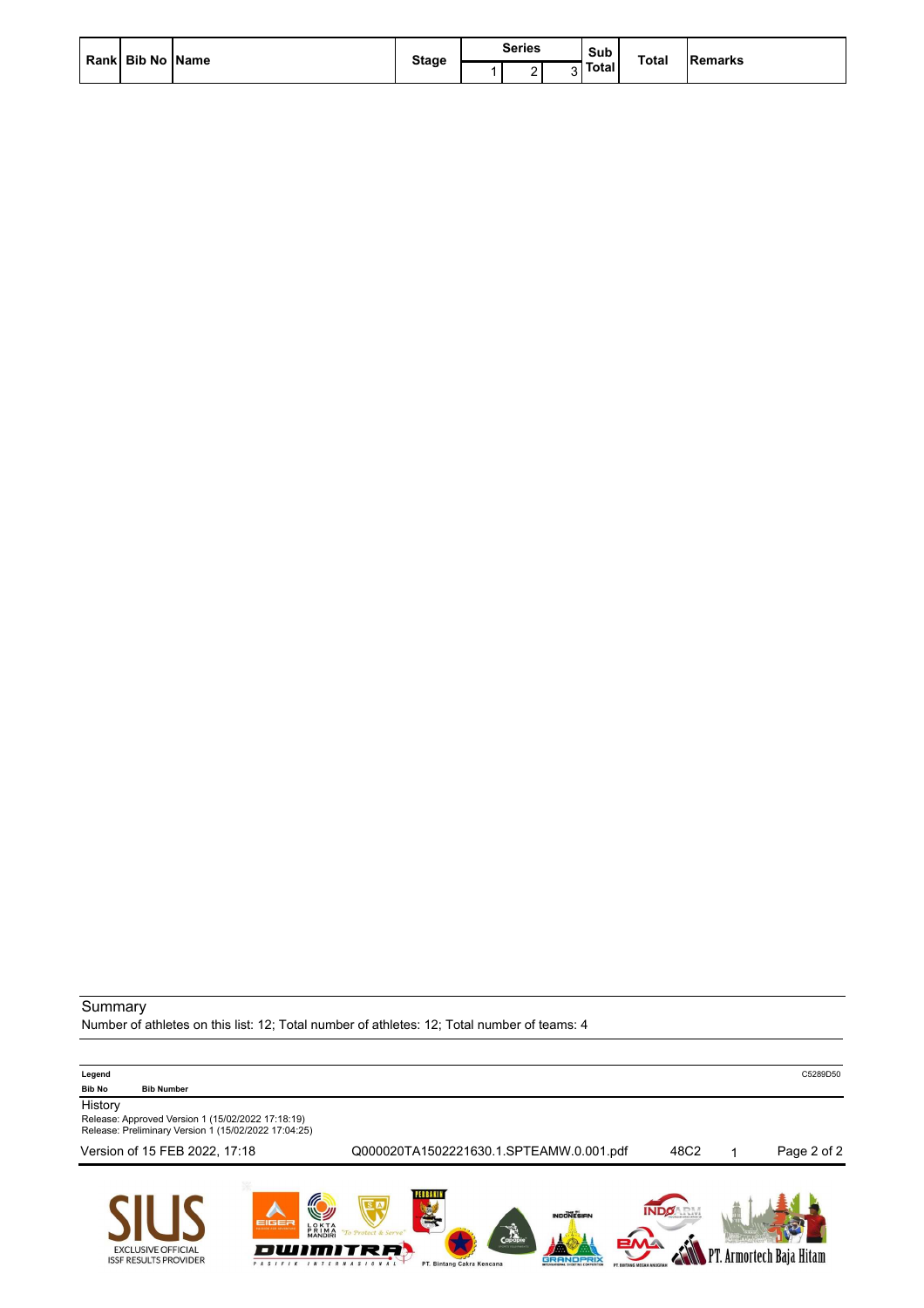| Rank | Bib No | Name | Stage | Series | | | Sub Total | Total | Remarks |
|---|---|---|---|---|---|---|---|---|---|
| | | | | 1 | 2 | 3 | | | |

Summary

Number of athletes on this list: 12; Total number of athletes: 12; Total number of teams: 4

**Legend** C5289D50

**Bib No** **Bib Number**

History

Release: Approved Version 1 (15/02/2022 17:18:19)
Release: Preliminary Version 1 (15/02/2022 17:04:25)

Version of 15 FEB 2022, 17:18 Q000020TA1502221630.1.SPTEAMW.0.001.pdf 48C2 1